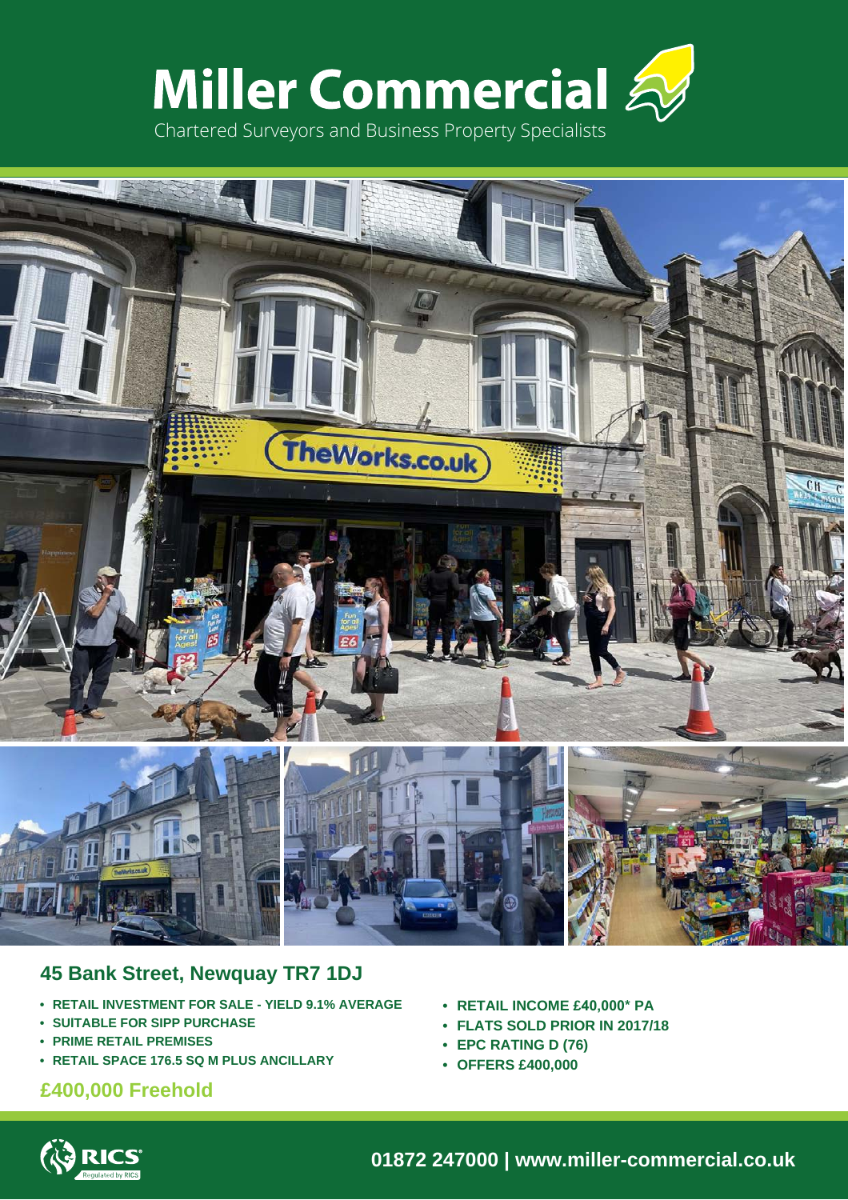# Miller Commercial

Chartered Surveyors and Business Property Specialists

## 45 Bank Street, Newquay TR7 1DJ

- **RETAIL INVESTMENT FOR SALE - YIELD 9.1% AVERAGE**
- **SUITABLE FOR SIPP PURCHASE**
- **PRIME RETAIL PREMISES**
- **RETAIL SPACE 176.5 SQ M PLUS ANCILLARY**
- **RETAIL INCOME £40,000* PA**
- **FLATS SOLD PRIOR IN 2017/18**
- **EPC RATING D (76)**
- **OFFERS £400,000**

### £400,000 Freehold

**01872 247000 | www.miller-commercial.co.uk**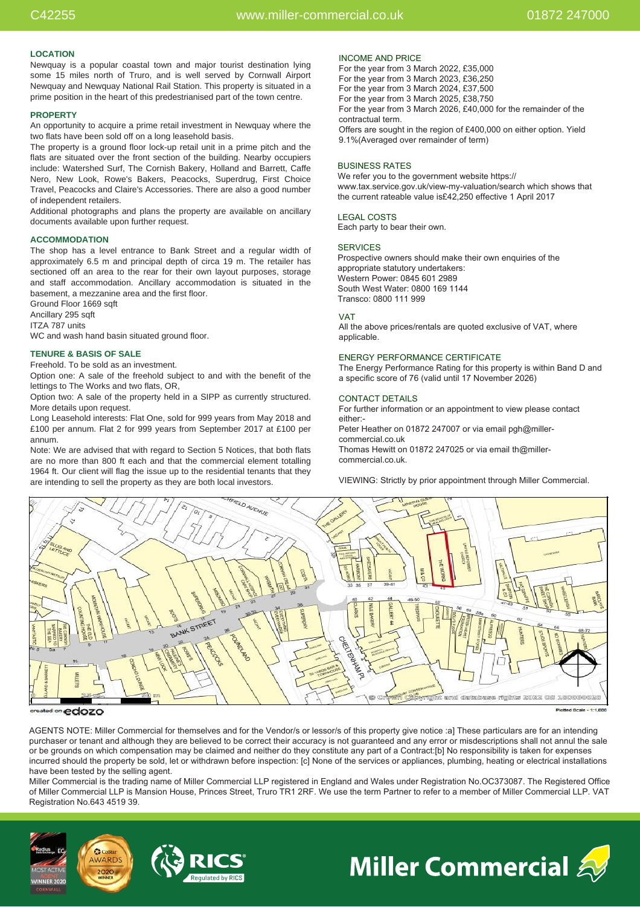## LOCATION

Newquay is a popular coastal town and major tourist destination lying some 15 miles north of Truro, and is well served by Cornwall Airport Newquay and Newquay National Rail Station. This property is situated in a prime position in the heart of this predestrianised part of the town centre.

## PROPERTY

An opportunity to acquire a prime retail investment in Newquay where the two flats have been sold off on a long leasehold basis.

The property is a ground floor lock-up retail unit in a prime pitch and the flats are situated over the front section of the building. Nearby occupiers include: Watershed Surf, The Cornish Bakery, Holland and Barrett, Caffe Nero, New Look, Rowe's Bakers, Peacocks, Superdrug, First Choice Travel, Peacocks and Claire's Accessories. There are also a good number of independent retailers.

Additional photographs and plans the property are available on ancillary documents available upon further request.

## ACCOMMODATION

The shop has a level entrance to Bank Street and a regular width of approximately 6.5 m and principal depth of circa 19 m. The retailer has sectioned off an area to the rear for their own layout purposes, storage and staff accommodation. Ancillary accommodation is situated in the basement, a mezzanine area and the first floor.

Ground Floor 1669 sqft

Ancillary 295 sqft

ITZA 787 units

WC and wash hand basin situated ground floor.

## TENURE & BASIS OF SALE

Freehold. To be sold as an investment.

Option one: A sale of the freehold subject to and with the benefit of the lettings to The Works and two flats, OR,

Option two: A sale of the property held in a SIPP as currently structured. More details upon request.

Long Leasehold interests: Flat One, sold for 999 years from May 2018 and £100 per annum. Flat 2 for 999 years from September 2017 at £100 per annum.

Note: We are advised that with regard to Section 5 Notices, that both flats are no more than 800 ft each and that the commercial element totalling 1964 ft. Our client will flag the issue up to the residential tenants that they are intending to sell the property as they are both local investors.

## INCOME AND PRICE

For the year from 3 March 2022, £35,000

For the year from 3 March 2023, £36,250

For the year from 3 March 2024, £37,500

For the year from 3 March 2025, £38,750

For the year from 3 March 2026, £40,000 for the remainder of the contractual term.

Offers are sought in the region of £400,000 on either option. Yield 9.1%(Averaged over remainder of term)

## BUSINESS RATES

We refer you to the government website https://www.tax.service.gov.uk/view-my-valuation/search which shows that the current rateable value is£42,250 effective 1 April 2017

## LEGAL COSTS

Each party to bear their own.

## SERVICES

Prospective owners should make their own enquiries of the appropriate statutory undertakers:

Western Power: 0845 601 2989

South West Water: 0800 169 1144

Transco: 0800 111 999

## VAT

All the above prices/rentals are quoted exclusive of VAT, where applicable.

## ENERGY PERFORMANCE CERTIFICATE

The Energy Performance Rating for this property is within Band D and a specific score of 76 (valid until 17 November 2026)

## CONTACT DETAILS

For further information or an appointment to view please contact either:-

Peter Heather on 01872 247007 or via email pgh@miller-commercial.co.uk

Thomas Hewitt on 01872 247025 or via email th@miller-commercial.co.uk.

VIEWING: Strictly by prior appointment through Miller Commercial.

created on edozo

© Crown Copyright and database rights 2022 OS 100000028

Plotted Scale - 1:1,000

AGENTS NOTE: Miller Commercial for themselves and for the Vendor/s or lessor/s of this property give notice :a] These particulars are for an intending purchaser or tenant and although they are believed to be correct their accuracy is not guaranteed and any error or misdescriptions shall not annul the sale or be grounds on which compensation may be claimed and neither do they constitute any part of a Contract:[b] No responsibility is taken for expenses incurred should the property be sold, let or withdrawn before inspection: [c] None of the services or appliances, plumbing, heating or electrical installations have been tested by the selling agent.

Miller Commercial is the trading name of Miller Commercial LLP registered in England and Wales under Registration No.OC373087. The Registered Office of Miller Commercial LLP is Mansion House, Princes Street, Truro TR1 2RF. We use the term Partner to refer to a member of Miller Commercial LLP. VAT Registration No.643 4519 39.

Miller Commercial